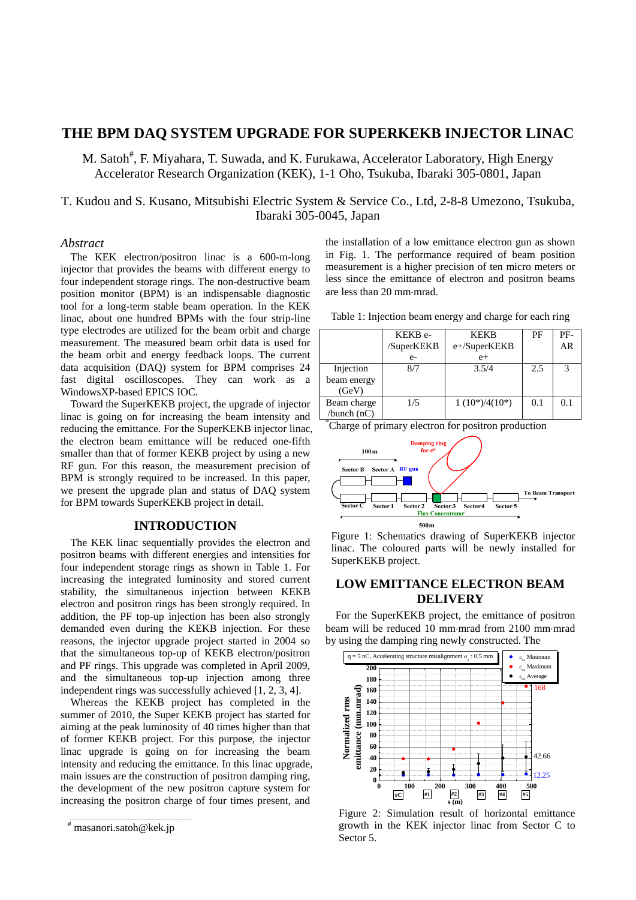# THE BPM DAQ SYSTEM UPGRADE FOR SUPERKEKB INJECTOR LINAC

M. Satoh#, F. Miyahara, T. Suwada, and K. Furukawa, Accelerator Laboratory, High Energy Accelerator Research Organization (KEK), 1-1 Oho, Tsukuba, Ibaraki 305-0801, Japan

T. Kudou and S. Kusano, Mitsubishi Electric System & Service Co., Ltd, 2-8-8 Umezono, Tsukuba, Ibaraki 305-0045, Japan

## *Abstract*

The KEK electron/positron linac is a 600-m-long injector that provides the beams with different energy to four independent storage rings. The non-destructive beam position monitor (BPM) is an indispensable diagnostic tool for a long-term stable beam operation. In the KEK linac, about one hundred BPMs with the four strip-line type electrodes are utilized for the beam orbit and charge measurement. The measured beam orbit data is used for the beam orbit and energy feedback loops. The current data acquisition (DAQ) system for BPM comprises 24 fast digital oscilloscopes. They can work as a WindowsXP-based EPICS IOC.

Toward the SuperKEKB project, the upgrade of injector linac is going on for increasing the beam intensity and reducing the emittance. For the SuperKEKB injector linac, the electron beam emittance will be reduced one-fifth smaller than that of former KEKB project by using a new RF gun. For this reason, the measurement precision of BPM is strongly required to be increased. In this paper, we present the upgrade plan and status of DAQ system for BPM towards SuperKEKB project in detail.

## INTRODUCTION

The KEK linac sequentially provides the electron and positron beams with different energies and intensities for four independent storage rings as shown in Table 1. For increasing the integrated luminosity and stored current stability, the simultaneous injection between KEKB electron and positron rings has been strongly required. In addition, the PF top-up injection has been also strongly demanded even during the KEKB injection. For these reasons, the injector upgrade project started in 2004 so that the simultaneous top-up of KEKB electron/positron and PF rings. This upgrade was completed in April 2009, and the simultaneous top-up injection among three independent rings was successfully achieved [1, 2, 3, 4].

Whereas the KEKB project has completed in the summer of 2010, the Super KEKB project has started for aiming at the peak luminosity of 40 times higher than that of former KEKB project. For this purpose, the injector linac upgrade is going on for increasing the beam intensity and reducing the emittance. In this linac upgrade, main issues are the construction of positron damping ring, the development of the new positron capture system for increasing the positron charge of four times present, and the installation of a low emittance electron gun as shown in Fig. 1. The performance required of beam position measurement is a higher precision of ten micro meters or less since the emittance of electron and positron beams are less than 20 mm·mrad.

Table 1: Injection beam energy and charge for each ring

| | KEKB e-/SuperKEKB e- | KEKB e+/SuperKEKB e+ | PF | PF-AR |
|---|---|---|---|---|
| Injection beam energy (GeV) | 8/7 | 3.5/4 | 2.5 | 3 |
| Beam charge /bunch (nC) | 1/5 | 1 (10*)/4(10*) | 0.1 | 0.1 |

*Charge of primary electron for positron production

100 m
Damping ring for e+
Sector B
Sector A
RF gun
To Beam Transport
Sector C
Sector 1
Sector 2
Sector 3
Sector 4
Sector 5
Flux Concentrator
500 m

Figure 1: Schematics drawing of SuperKEKB injector linac. The coloured parts will be newly installed for SuperKEKB project.

## LOW EMITTANCE ELECTRON BEAM DELIVERY

For the SuperKEKB project, the emittance of positron beam will be reduced 10 mm·mrad from 2100 mm·mrad by using the damping ring newly constructed. The

q = 5 nC, Accelerating structure misalignment $\sigma_x$ : 0.5 mm
$\varepsilon_{nx}$ Minimum
$\varepsilon_{nx}$ Maximum
$\varepsilon_{nx}$ Average
Normalized rms emittance (mm.mrad)
168
42.66
12.25
s (m)
#C #1 #2 #3 #4 #5

Figure 2: Simulation result of horizontal emittance growth in the KEK injector linac from Sector C to Sector 5.

---

# masanori.satoh@kek.jp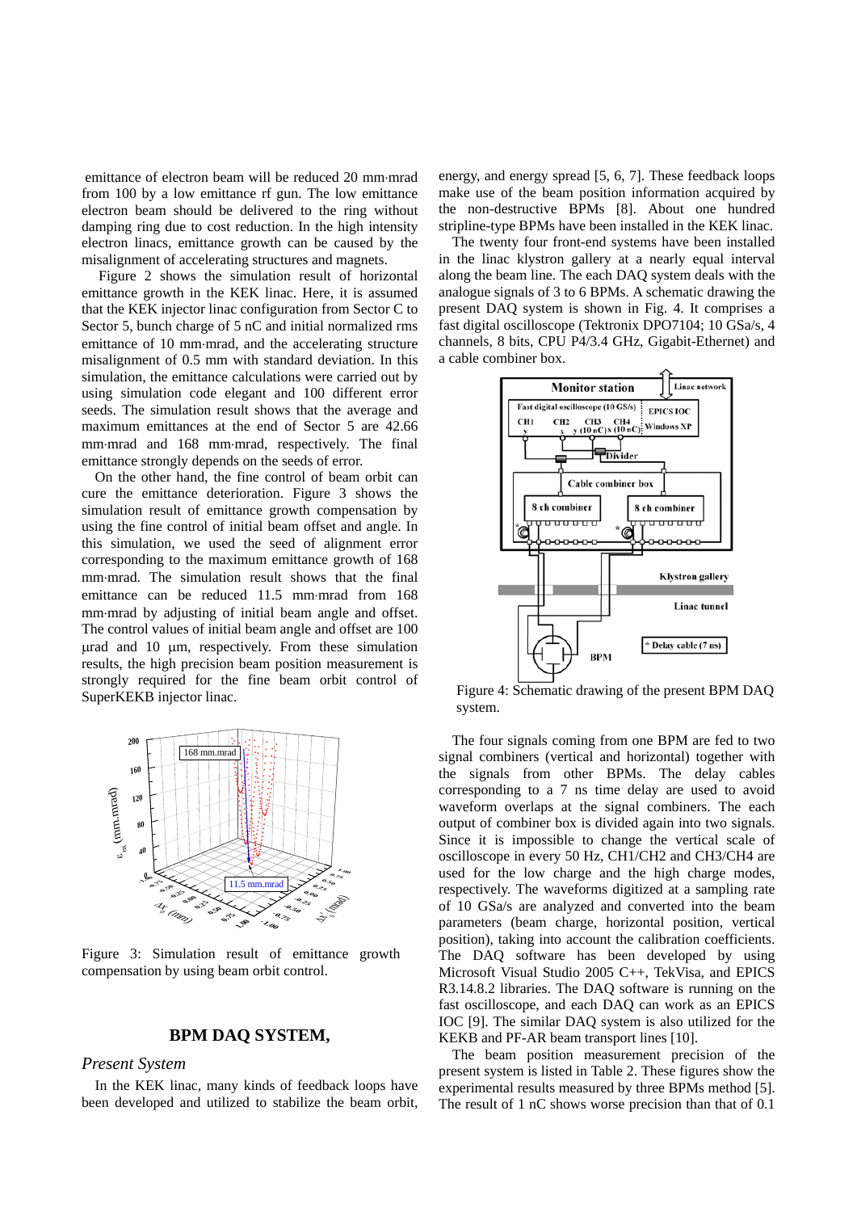emittance of electron beam will be reduced 20 mm·mrad from 100 by a low emittance rf gun. The low emittance electron beam should be delivered to the ring without damping ring due to cost reduction. In the high intensity electron linacs, emittance growth can be caused by the misalignment of accelerating structures and magnets.

Figure 2 shows the simulation result of horizontal emittance growth in the KEK linac. Here, it is assumed that the KEK injector linac configuration from Sector C to Sector 5, bunch charge of 5 nC and initial normalized rms emittance of 10 mm·mrad, and the accelerating structure misalignment of 0.5 mm with standard deviation. In this simulation, the emittance calculations were carried out by using simulation code elegant and 100 different error seeds. The simulation result shows that the average and maximum emittances at the end of Sector 5 are 42.66 mm·mrad and 168 mm·mrad, respectively. The final emittance strongly depends on the seeds of error.

On the other hand, the fine control of beam orbit can cure the emittance deterioration. Figure 3 shows the simulation result of emittance growth compensation by using the fine control of initial beam offset and angle. In this simulation, we used the seed of alignment error corresponding to the maximum emittance growth of 168 mm·mrad. The simulation result shows that the final emittance can be reduced 11.5 mm·mrad from 168 mm·mrad by adjusting of initial beam angle and offset. The control values of initial beam angle and offset are 100 μrad and 10 μm, respectively. From these simulation results, the high precision beam position measurement is strongly required for the fine beam orbit control of SuperKEKB injector linac.

200
160
120
80
40
0
$\varepsilon_{nx}$ (mm.mrad)
168 mm.mrad
11.5 mm.mrad
-0.75 -0.50 -0.25 0.00 0.25 0.50 0.75 1.00
$\Delta x_0$ (mm)
1.00 0.75 0.50 0.25 0.00 -0.25 -0.50 -0.75 -1.00
$\Delta x_0'$ (mrad)

Figure 3: Simulation result of emittance growth compensation by using beam orbit control.

## BPM DAQ SYSTEM,

### *Present System*

In the KEK linac, many kinds of feedback loops have been developed and utilized to stabilize the beam orbit, energy, and energy spread [5, 6, 7]. These feedback loops make use of the beam position information acquired by the non-destructive BPMs [8]. About one hundred stripline-type BPMs have been installed in the KEK linac.

The twenty four front-end systems have been installed in the linac klystron gallery at a nearly equal interval along the beam line. The each DAQ system deals with the analogue signals of 3 to 6 BPMs. A schematic drawing the present DAQ system is shown in Fig. 4. It comprises a fast digital oscilloscope (Tektronix DPO7104; 10 GSa/s, 4 channels, 8 bits, CPU P4/3.4 GHz, Gigabit-Ethernet) and a cable combiner box.

Monitor station
Linac network
Fast digital oscilloscope (10 GS/s)
CH1 CH2 CH3 CH4
y x y (10 nC) x (10 nC)
EPICS IOC
Windows XP
Divider
Cable combiner box
8 ch combiner
8 ch combiner
Klystron gallery
Linac tunnel
BPM
\* Delay cable (7 ns)

Figure 4: Schematic drawing of the present BPM DAQ system.

The four signals coming from one BPM are fed to two signal combiners (vertical and horizontal) together with the signals from other BPMs. The delay cables corresponding to a 7 ns time delay are used to avoid waveform overlaps at the signal combiners. The each output of combiner box is divided again into two signals. Since it is impossible to change the vertical scale of oscilloscope in every 50 Hz, CH1/CH2 and CH3/CH4 are used for the low charge and the high charge modes, respectively. The waveforms digitized at a sampling rate of 10 GSa/s are analyzed and converted into the beam parameters (beam charge, horizontal position, vertical position), taking into account the calibration coefficients. The DAQ software has been developed by using Microsoft Visual Studio 2005 C++, TekVisa, and EPICS R3.14.8.2 libraries. The DAQ software is running on the fast oscilloscope, and each DAQ can work as an EPICS IOC [9]. The similar DAQ system is also utilized for the KEKB and PF-AR beam transport lines [10].

The beam position measurement precision of the present system is listed in Table 2. These figures show the experimental results measured by three BPMs method [5]. The result of 1 nC shows worse precision than that of 0.1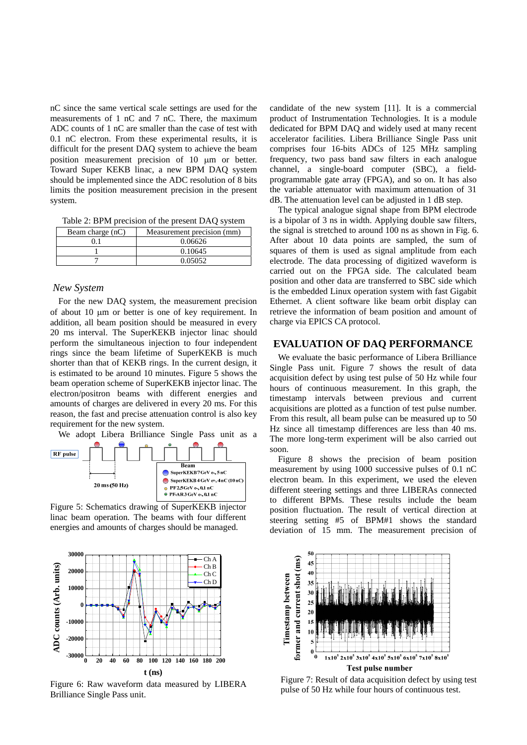nC since the same vertical scale settings are used for the measurements of 1 nC and 7 nC. There, the maximum ADC counts of 1 nC are smaller than the case of test with 0.1 nC electron. From these experimental results, it is difficult for the present DAQ system to achieve the beam position measurement precision of 10 μm or better. Toward Super KEKB linac, a new BPM DAQ system should be implemented since the ADC resolution of 8 bits limits the position measurement precision in the present system.

Table 2: BPM precision of the present DAQ system

| Beam charge (nC) | Measurement precision (mm) |
|---|---|
| 0.1 | 0.06626 |
| 1 | 0.10645 |
| 7 | 0.05052 |

### *New System*

For the new DAQ system, the measurement precision of about 10 μm or better is one of key requirement. In addition, all beam position should be measured in every 20 ms interval. The SuperKEKB injector linac should perform the simultaneous injection to four independent rings since the beam lifetime of SuperKEKB is much shorter than that of KEKB rings. In the current design, it is estimated to be around 10 minutes. Figure 5 shows the beam operation scheme of SuperKEKB injector linac. The electron/positron beams with different energies and amounts of charges are delivered in every 20 ms. For this reason, the fast and precise attenuation control is also key requirement for the new system.

We adopt Libera Brilliance Single Pass unit as a candidate of the new system [11]. It is a commercial product of Instrumentation Technologies. It is a module dedicated for BPM DAQ and widely used at many recent accelerator facilities. Libera Brilliance Single Pass unit comprises four 16-bits ADCs of 125 MHz sampling frequency, two pass band saw filters in each analogue channel, a single-board computer (SBC), a field-programmable gate array (FPGA), and so on. It has also the variable attenuator with maximum attenuation of 31 dB. The attenuation level can be adjusted in 1 dB step.

RF pulse

20 ms (50 Hz)

Beam
SuperKEKB 7 GeV e-, 5 nC
SuperKEKB 4 GeV e+, 4 nC (10 nC)
PF 2.5 GeV e-, 0.1 nC
PF-AR 3 GeV e-, 0.1 nC

Figure 5: Schematics drawing of SuperKEKB injector linac beam operation. The beams with four different energies and amounts of charges should be managed.

30000
20000
10000
0
-10000
-20000
-30000
ADC counts (Arb. units)
0 20 40 60 80 100 120 140 160 180 200
t (ns)
Ch A
Ch B
Ch C
Ch D

Figure 6: Raw waveform data measured by LIBERA Brilliance Single Pass unit.

The typical analogue signal shape from BPM electrode is a bipolar of 3 ns in width. Applying double saw filters, the signal is stretched to around 100 ns as shown in Fig. 6. After about 10 data points are sampled, the sum of squares of them is used as signal amplitude from each electrode. The data processing of digitized waveform is carried out on the FPGA side. The calculated beam position and other data are transferred to SBC side which is the embedded Linux operation system with fast Gigabit Ethernet. A client software like beam orbit display can retrieve the information of beam position and amount of charge via EPICS CA protocol.

## EVALUATION OF DAQ PERFORMANCE

We evaluate the basic performance of Libera Brilliance Single Pass unit. Figure 7 shows the result of data acquisition defect by using test pulse of 50 Hz while four hours of continuous measurement. In this graph, the timestamp intervals between previous and current acquisitions are plotted as a function of test pulse number. From this result, all beam pulse can be measured up to 50 Hz since all timestamp differences are less than 40 ms. The more long-term experiment will be also carried out soon.

Figure 8 shows the precision of beam position measurement by using 1000 successive pulses of 0.1 nC electron beam. In this experiment, we used the eleven different steering settings and three LIBERAs connected to different BPMs. These results include the beam position fluctuation. The result of vertical direction at steering setting #5 of BPM#1 shows the standard deviation of 15 mm. The measurement precision of

50
45
40
35
30
25
20
15
10
5
0
Timestamp between former and current shot (ms)
0 $1x10^5$ $2x10^5$ $3x10^5$ $4x10^5$ $5x10^5$ $6x10^5$ $7x10^5$ $8x10^5$
Test pulse number

Figure 7: Result of data acquisition defect by using test pulse of 50 Hz while four hours of continuous test.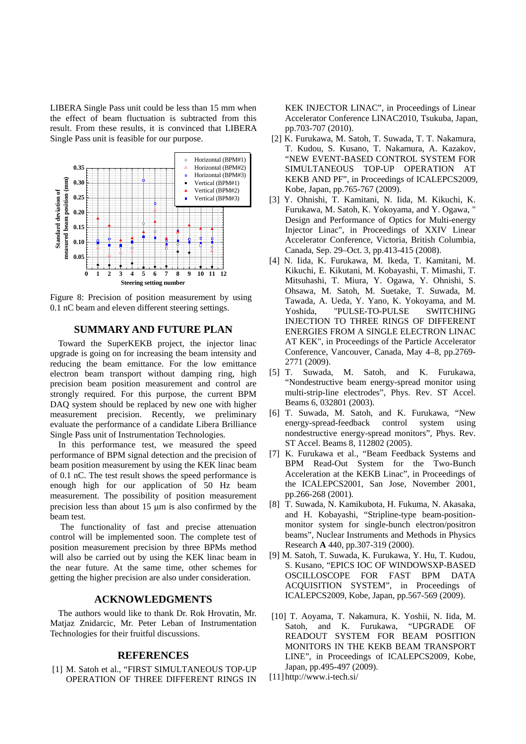LIBERA Single Pass unit could be less than 15 mm when the effect of beam fluctuation is subtracted from this result. From these results, it is convinced that LIBERA Single Pass unit is feasible for our purpose.

Standard deviation of measured beam position (mm)

0.35
0.30
0.25
0.20
0.15
0.10
0.05

0 1 2 3 4 5 6 7 8 9 10 11 12

Steering setting number

Horizontal (BPM#1)
Horizontal (BPM#2)
Horizontal (BPM#3)
Vertical (BPM#1)
Vertical (BPM#2)
Vertical (BPM#3)

Figure 8: Precision of position measurement by using 0.1 nC beam and eleven different steering settings.

## SUMMARY AND FUTURE PLAN

Toward the SuperKEKB project, the injector linac upgrade is going on for increasing the beam intensity and reducing the beam emittance. For the low emittance electron beam transport without damping ring, high precision beam position measurement and control are strongly required. For this purpose, the current BPM DAQ system should be replaced by new one with higher measurement precision. Recently, we preliminary evaluate the performance of a candidate Libera Brilliance Single Pass unit of Instrumentation Technologies.

In this performance test, we measured the speed performance of BPM signal detection and the precision of beam position measurement by using the KEK linac beam of 0.1 nC. The test result shows the speed performance is enough high for our application of 50 Hz beam measurement. The possibility of position measurement precision less than about 15 μm is also confirmed by the beam test.

The functionality of fast and precise attenuation control will be implemented soon. The complete test of position measurement precision by three BPMs method will also be carried out by using the KEK linac beam in the near future. At the same time, other schemes for getting the higher precision are also under consideration.

## ACKNOWLEDGMENTS

The authors would like to thank Dr. Rok Hrovatin, Mr. Matjaz Znidarcic, Mr. Peter Leban of Instrumentation Technologies for their fruitful discussions.

## REFERENCES

[1] M. Satoh et al., "FIRST SIMULTANEOUS TOP-UP OPERATION OF THREE DIFFERENT RINGS IN KEK INJECTOR LINAC", in Proceedings of Linear Accelerator Conference LINAC2010, Tsukuba, Japan, pp.703-707 (2010).

[2] K. Furukawa, M. Satoh, T. Suwada, T. T. Nakamura, T. Kudou, S. Kusano, T. Nakamura, A. Kazakov, "NEW EVENT-BASED CONTROL SYSTEM FOR SIMULTANEOUS TOP-UP OPERATION AT KEKB AND PF", in Proceedings of ICALEPCS2009, Kobe, Japan, pp.765-767 (2009).

[3] Y. Ohnishi, T. Kamitani, N. Iida, M. Kikuchi, K. Furukawa, M. Satoh, K. Yokoyama, and Y. Ogawa, " Design and Performance of Optics for Multi-energy Injector Linac", in Proceedings of XXIV Linear Accelerator Conference, Victoria, British Columbia, Canada, Sep. 29–Oct. 3, pp.413-415 (2008).

[4] N. Iida, K. Furukawa, M. Ikeda, T. Kamitani, M. Kikuchi, E. Kikutani, M. Kobayashi, T. Mimashi, T. Mitsuhashi, T. Miura, Y. Ogawa, Y. Ohnishi, S. Ohsawa, M. Satoh, M. Suetake, T. Suwada, M. Tawada, A. Ueda, Y. Yano, K. Yokoyama, and M. Yoshida, "PULSE-TO-PULSE SWITCHING INJECTION TO THREE RINGS OF DIFFERENT ENERGIES FROM A SINGLE ELECTRON LINAC AT KEK", in Proceedings of the Particle Accelerator Conference, Vancouver, Canada, May 4–8, pp.2769-2771 (2009).

[5] T. Suwada, M. Satoh, and K. Furukawa, "Nondestructive beam energy-spread monitor using multi-strip-line electrodes", Phys. Rev. ST Accel. Beams 6, 032801 (2003).

[6] T. Suwada, M. Satoh, and K. Furukawa, "New energy-spread-feedback control system using nondestructive energy-spread monitors", Phys. Rev. ST Accel. Beams 8, 112802 (2005).

[7] K. Furukawa et al., "Beam Feedback Systems and BPM Read-Out System for the Two-Bunch Acceleration at the KEKB Linac", in Proceedings of the ICALEPCS2001, San Jose, November 2001, pp.266-268 (2001).

[8] T. Suwada, N. Kamikubota, H. Fukuma, N. Akasaka, and H. Kobayashi, "Stripline-type beam-position-monitor system for single-bunch electron/positron beams", Nuclear Instruments and Methods in Physics Research **A** 440, pp.307-319 (2000).

[9] M. Satoh, T. Suwada, K. Furukawa, Y. Hu, T. Kudou, S. Kusano, "EPICS IOC OF WINDOWSXP-BASED OSCILLOSCOPE FOR FAST BPM DATA ACQUISITION SYSTEM", in Proceedings of ICALEPCS2009, Kobe, Japan, pp.567-569 (2009).

[10] T. Aoyama, T. Nakamura, K. Yoshii, N. Iida, M. Satoh, and K. Furukawa, "UPGRADE OF READOUT SYSTEM FOR BEAM POSITION MONITORS IN THE KEKB BEAM TRANSPORT LINE", in Proceedings of ICALEPCS2009, Kobe, Japan, pp.495-497 (2009).

[11] http://www.i-tech.si/